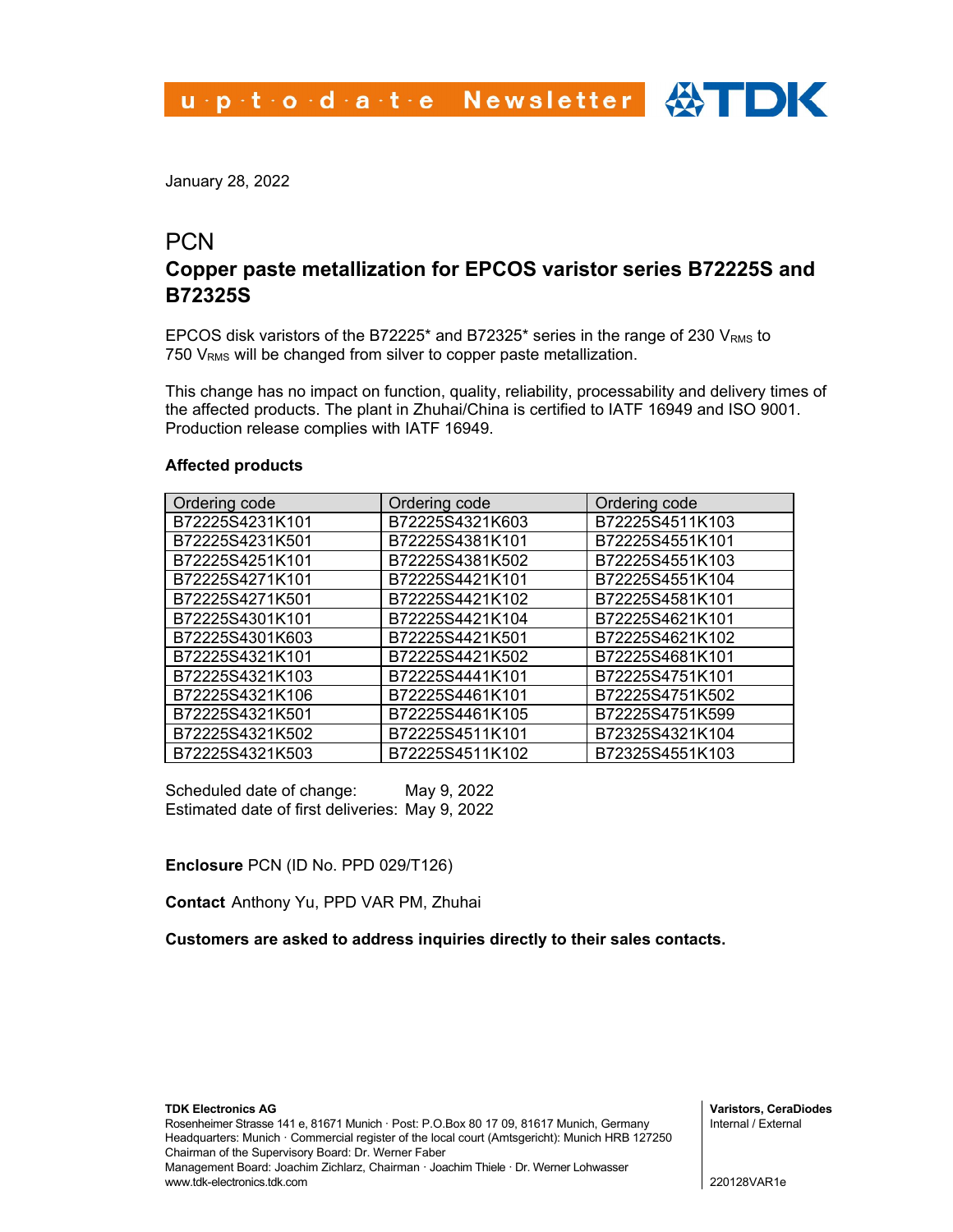up·to·date Newsletter

January 28, 2022

# PCN

## Copper paste metallization for EPCOS varistor series B72225S and B72325S

EPCOS disk varistors of the B72225* and B72325* series in the range of 230 $V_{RMS}$ to 750 $V_{RMS}$ will be changed from silver to copper paste metallization.

This change has no impact on function, quality, reliability, processability and delivery times of the affected products. The plant in Zhuhai/China is certified to IATF 16949 and ISO 9001. Production release complies with IATF 16949.

**Affected products**

| Ordering code | Ordering code | Ordering code |
|---|---|---|
| B72225S4231K101 | B72225S4321K603 | B72225S4511K103 |
| B72225S4231K501 | B72225S4381K101 | B72225S4551K101 |
| B72225S4251K101 | B72225S4381K502 | B72225S4551K103 |
| B72225S4271K101 | B72225S4421K101 | B72225S4551K104 |
| B72225S4271K501 | B72225S4421K102 | B72225S4581K101 |
| B72225S4301K101 | B72225S4421K104 | B72225S4621K101 |
| B72225S4301K603 | B72225S4421K501 | B72225S4621K102 |
| B72225S4321K101 | B72225S4421K502 | B72225S4681K101 |
| B72225S4321K103 | B72225S4441K101 | B72225S4751K101 |
| B72225S4321K106 | B72225S4461K101 | B72225S4751K502 |
| B72225S4321K501 | B72225S4461K105 | B72225S4751K599 |
| B72225S4321K502 | B72225S4511K101 | B72325S4321K104 |
| B72225S4321K503 | B72225S4511K102 | B72325S4551K103 |

Scheduled date of change: May 9, 2022
Estimated date of first deliveries: May 9, 2022

**Enclosure** PCN (ID No. PPD 029/T126)

**Contact** Anthony Yu, PPD VAR PM, Zhuhai

**Customers are asked to address inquiries directly to their sales contacts.**

**TDK Electronics AG**
Rosenheimer Strasse 141 e, 81671 Munich · Post: P.O.Box 80 17 09, 81617 Munich, Germany
Headquarters: Munich · Commercial register of the local court (Amtsgericht): Munich HRB 127250
Chairman of the Supervisory Board: Dr. Werner Faber
Management Board: Joachim Zichlarz, Chairman · Joachim Thiele · Dr. Werner Lohwasser
www.tdk-electronics.tdk.com

**Varistors, CeraDiodes**
Internal / External

220128VAR1e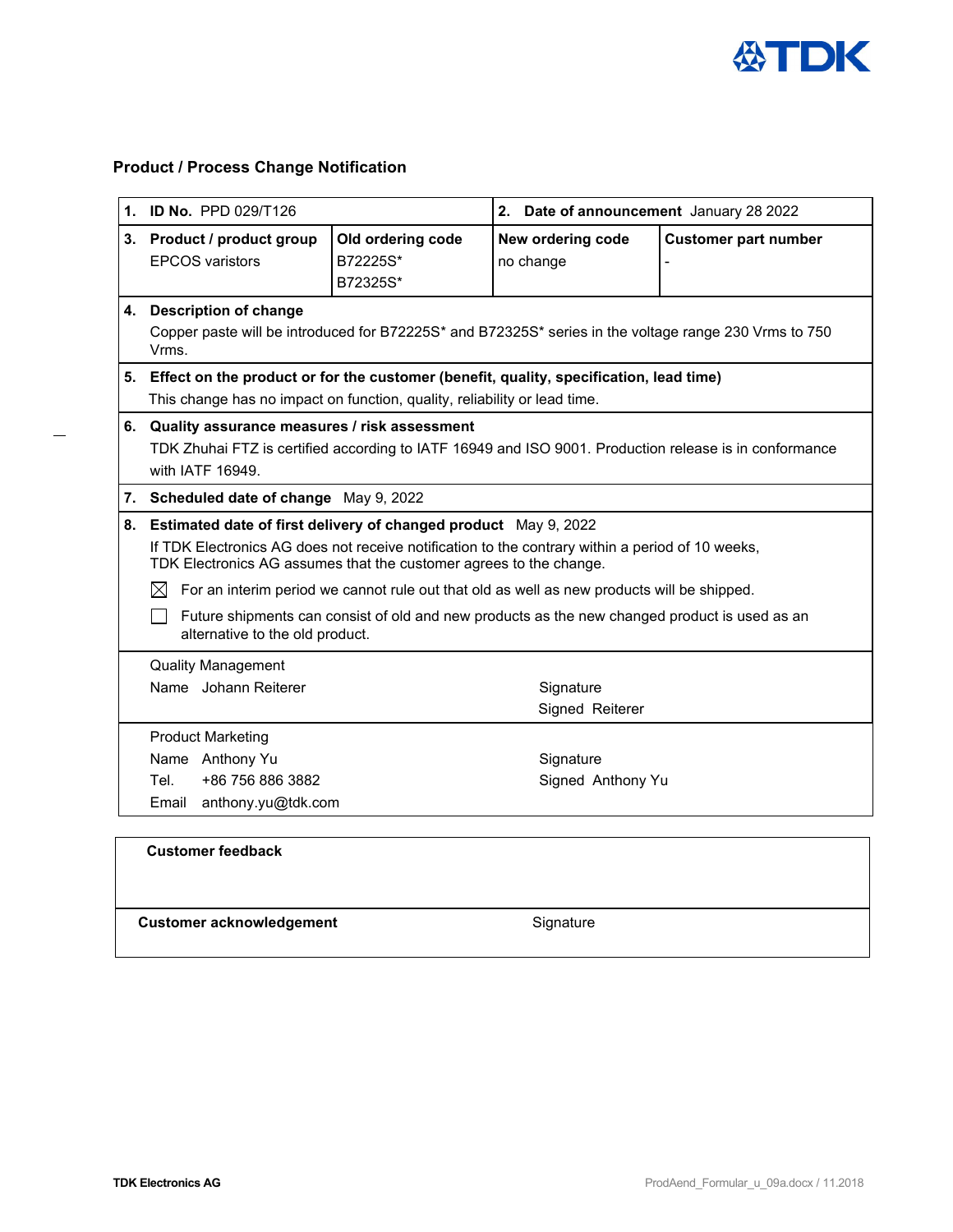## Product / Process Change Notification

| 1. **ID No.** PPD 029/T126 | | 2. **Date of announcement** January 28 2022 | |
|---|---|---|---|
| 3. **Product / product group**<br>EPCOS varistors | **Old ordering code**<br>B72225S*<br>B72325S* | **New ordering code**<br>no change | **Customer part number**<br>- |

**4. Description of change**

Copper paste will be introduced for B72225S* and B72325S* series in the voltage range 230 Vrms to 750 Vrms.

**5. Effect on the product or for the customer (benefit, quality, specification, lead time)**

This change has no impact on function, quality, reliability or lead time.

**6. Quality assurance measures / risk assessment**

TDK Zhuhai FTZ is certified according to IATF 16949 and ISO 9001. Production release is in conformance with IATF 16949.

**7. Scheduled date of change** May 9, 2022

**8. Estimated date of first delivery of changed product** May 9, 2022

If TDK Electronics AG does not receive notification to the contrary within a period of 10 weeks, TDK Electronics AG assumes that the customer agrees to the change.

- ☒ For an interim period we cannot rule out that old as well as new products will be shipped.
- ☐ Future shipments can consist of old and new products as the new changed product is used as an alternative to the old product.

Quality Management

Name Johann Reiterer

Signature
Signed Reiterer

Product Marketing

Name Anthony Yu
Tel. +86 756 886 3882
Email anthony.yu@tdk.com

Signature
Signed Anthony Yu

| **Customer feedback** | |
|---|---|
| | |
| **Customer acknowledgement** | Signature |

TDK Electronics AG

ProdAend_Formular_u_09a.docx / 11.2018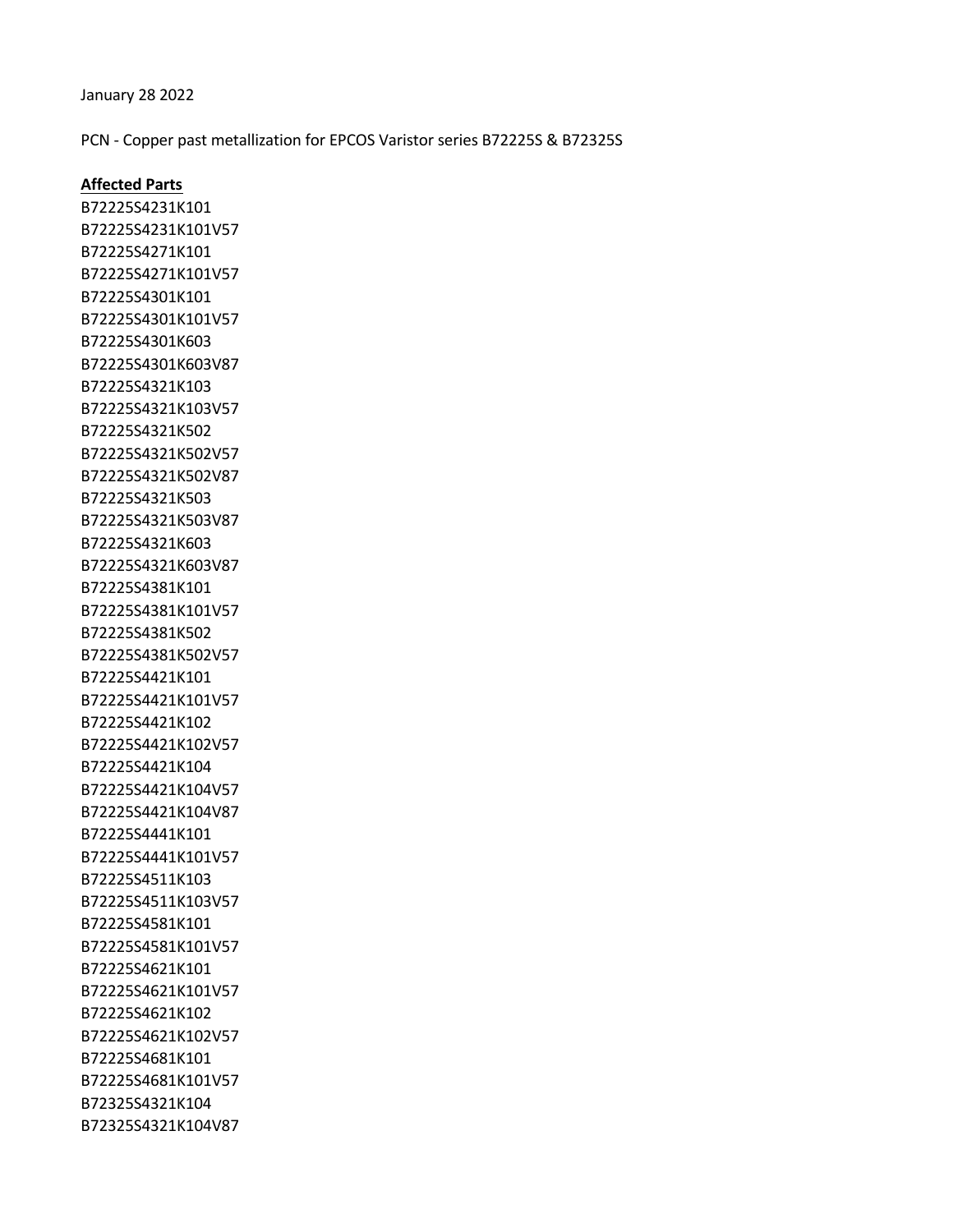January 28 2022

PCN - Copper past metallization for EPCOS Varistor series B72225S & B72325S

**Affected Parts**

B72225S4231K101
B72225S4231K101V57
B72225S4271K101
B72225S4271K101V57
B72225S4301K101
B72225S4301K101V57
B72225S4301K603
B72225S4301K603V87
B72225S4321K103
B72225S4321K103V57
B72225S4321K502
B72225S4321K502V57
B72225S4321K502V87
B72225S4321K503
B72225S4321K503V87
B72225S4321K603
B72225S4321K603V87
B72225S4381K101
B72225S4381K101V57
B72225S4381K502
B72225S4381K502V57
B72225S4421K101
B72225S4421K101V57
B72225S4421K102
B72225S4421K102V57
B72225S4421K104
B72225S4421K104V57
B72225S4421K104V87
B72225S4441K101
B72225S4441K101V57
B72225S4511K103
B72225S4511K103V57
B72225S4581K101
B72225S4581K101V57
B72225S4621K101
B72225S4621K101V57
B72225S4621K102
B72225S4621K102V57
B72225S4681K101
B72225S4681K101V57
B72325S4321K104
B72325S4321K104V87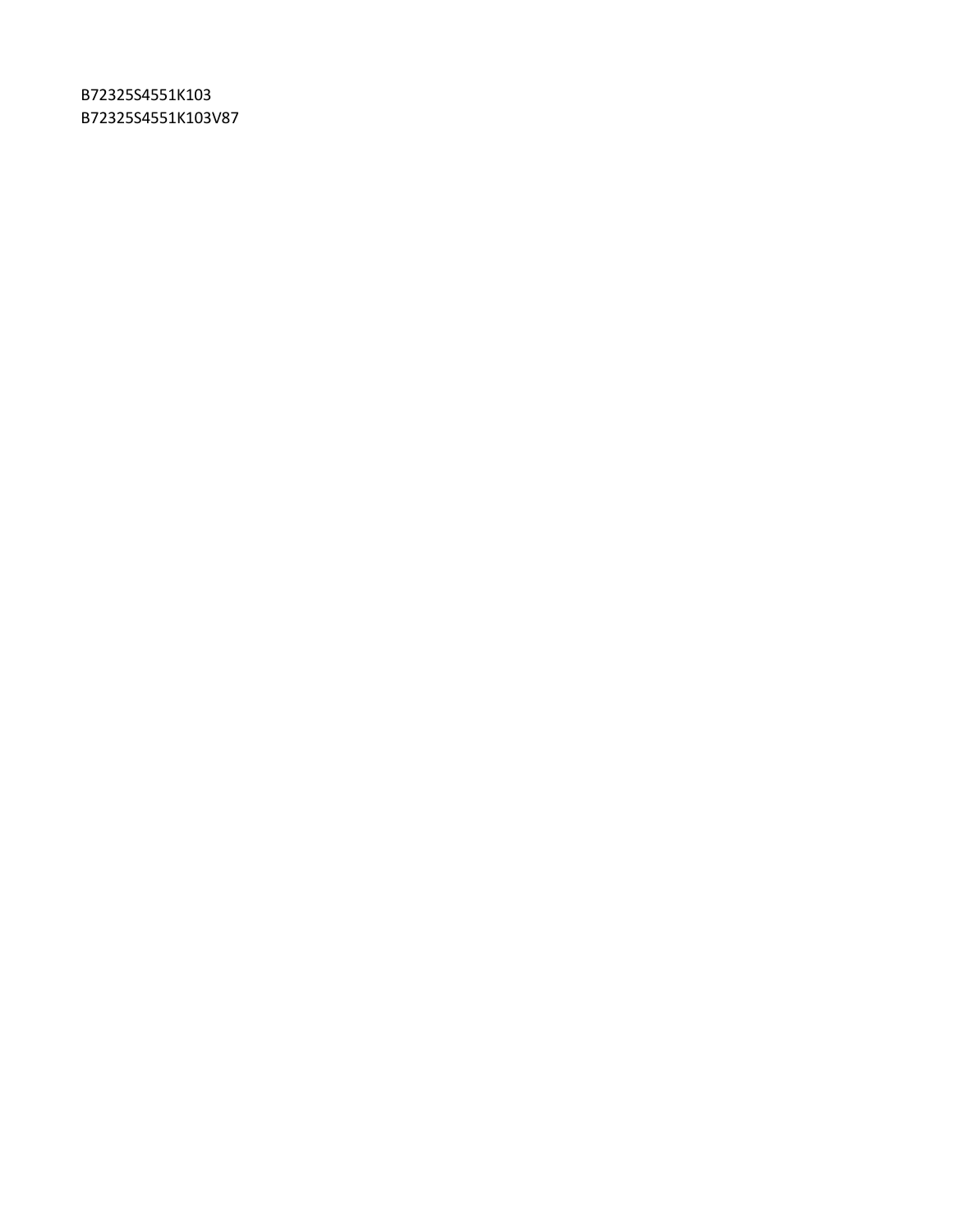B72325S4551K103
B72325S4551K103V87